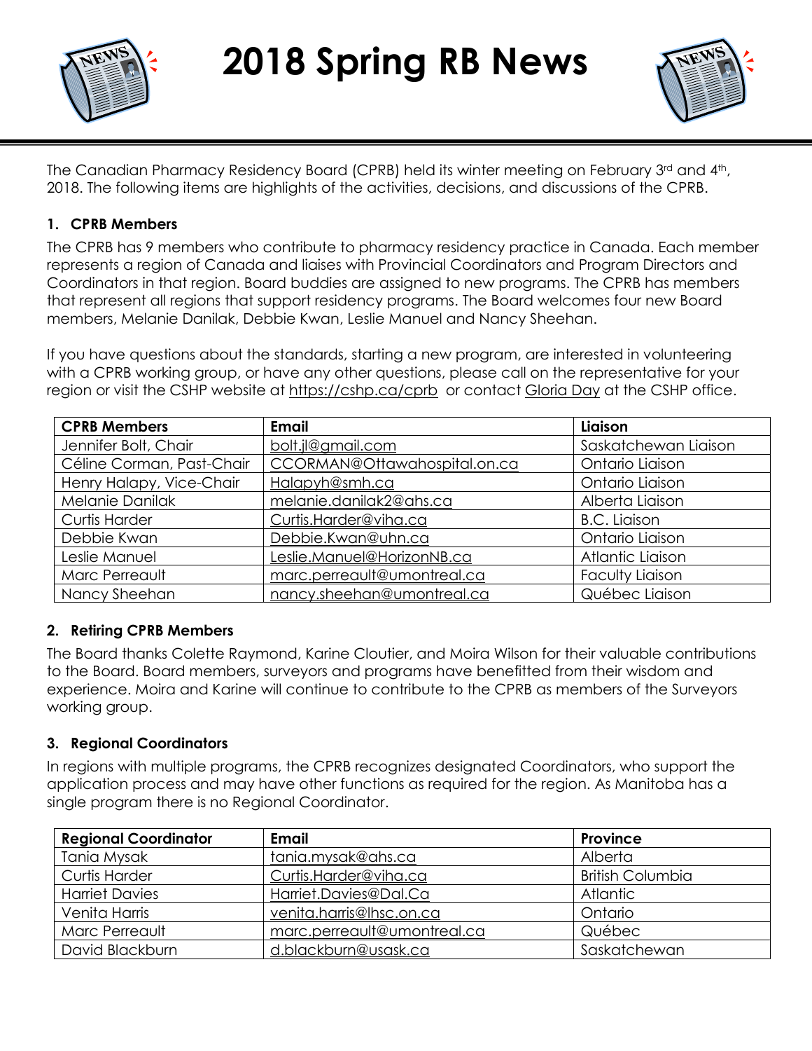# 2018 Spring RB News

The Canadian Pharmacy Residency Board (CPRB) held its winter meeting on February 3rd and 4th, 2018. The following items are highlights of the activities, decisions, and discussions of the CPRB.

### 1. CPRB Members

The CPRB has 9 members who contribute to pharmacy residency practice in Canada. Each member represents a region of Canada and liaises with Provincial Coordinators and Program Directors and Coordinators in that region. Board buddies are assigned to new programs. The CPRB has members that represent all regions that support residency programs. The Board welcomes four new Board members, Melanie Danilak, Debbie Kwan, Leslie Manuel and Nancy Sheehan.

If you have questions about the standards, starting a new program, are interested in volunteering with a CPRB working group, or have any other questions, please call on the representative for your region or visit the CSHP website at https://cshp.ca/cprb or contact Gloria Day at the CSHP office.

| CPRB Members | Email | Liaison |
|---|---|---|
| Jennifer Bolt, Chair | bolt.jl@gmail.com | Saskatchewan Liaison |
| Céline Corman, Past-Chair | CCORMAN@Ottawahospital.on.ca | Ontario Liaison |
| Henry Halapy, Vice-Chair | Halapyh@smh.ca | Ontario Liaison |
| Melanie Danilak | melanie.danilak2@ahs.ca | Alberta Liaison |
| Curtis Harder | Curtis.Harder@viha.ca | B.C. Liaison |
| Debbie Kwan | Debbie.Kwan@uhn.ca | Ontario Liaison |
| Leslie Manuel | Leslie.Manuel@HorizonNB.ca | Atlantic Liaison |
| Marc Perreault | marc.perreault@umontreal.ca | Faculty Liaison |
| Nancy Sheehan | nancy.sheehan@umontreal.ca | Québec Liaison |

### 2. Retiring CPRB Members

The Board thanks Colette Raymond, Karine Cloutier, and Moira Wilson for their valuable contributions to the Board. Board members, surveyors and programs have benefitted from their wisdom and experience. Moira and Karine will continue to contribute to the CPRB as members of the Surveyors working group.

### 3. Regional Coordinators

In regions with multiple programs, the CPRB recognizes designated Coordinators, who support the application process and may have other functions as required for the region. As Manitoba has a single program there is no Regional Coordinator.

| Regional Coordinator | Email | Province |
|---|---|---|
| Tania Mysak | tania.mysak@ahs.ca | Alberta |
| Curtis Harder | Curtis.Harder@viha.ca | British Columbia |
| Harriet Davies | Harriet.Davies@Dal.Ca | Atlantic |
| Venita Harris | venita.harris@lhsc.on.ca | Ontario |
| Marc Perreault | marc.perreault@umontreal.ca | Québec |
| David Blackburn | d.blackburn@usask.ca | Saskatchewan |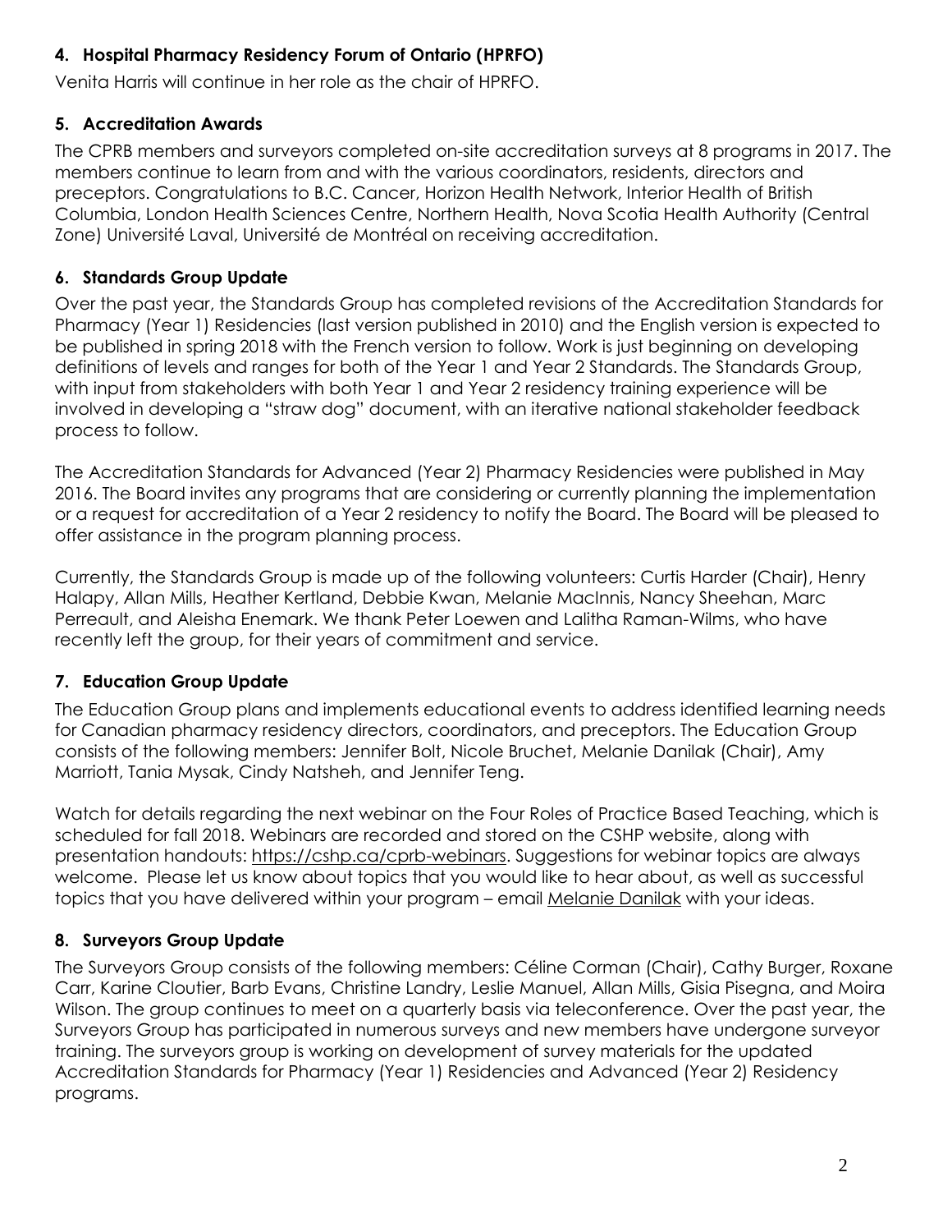### 4. Hospital Pharmacy Residency Forum of Ontario (HPRFO)

Venita Harris will continue in her role as the chair of HPRFO.

### 5. Accreditation Awards

The CPRB members and surveyors completed on-site accreditation surveys at 8 programs in 2017. The members continue to learn from and with the various coordinators, residents, directors and preceptors. Congratulations to B.C. Cancer, Horizon Health Network, Interior Health of British Columbia, London Health Sciences Centre, Northern Health, Nova Scotia Health Authority (Central Zone) Université Laval, Université de Montréal on receiving accreditation.

### 6. Standards Group Update

Over the past year, the Standards Group has completed revisions of the Accreditation Standards for Pharmacy (Year 1) Residencies (last version published in 2010) and the English version is expected to be published in spring 2018 with the French version to follow. Work is just beginning on developing definitions of levels and ranges for both of the Year 1 and Year 2 Standards. The Standards Group, with input from stakeholders with both Year 1 and Year 2 residency training experience will be involved in developing a "straw dog" document, with an iterative national stakeholder feedback process to follow.

The Accreditation Standards for Advanced (Year 2) Pharmacy Residencies were published in May 2016. The Board invites any programs that are considering or currently planning the implementation or a request for accreditation of a Year 2 residency to notify the Board. The Board will be pleased to offer assistance in the program planning process.

Currently, the Standards Group is made up of the following volunteers: Curtis Harder (Chair), Henry Halapy, Allan Mills, Heather Kertland, Debbie Kwan, Melanie MacInnis, Nancy Sheehan, Marc Perreault, and Aleisha Enemark. We thank Peter Loewen and Lalitha Raman-Wilms, who have recently left the group, for their years of commitment and service.

### 7. Education Group Update

The Education Group plans and implements educational events to address identified learning needs for Canadian pharmacy residency directors, coordinators, and preceptors. The Education Group consists of the following members: Jennifer Bolt, Nicole Bruchet, Melanie Danilak (Chair), Amy Marriott, Tania Mysak, Cindy Natsheh, and Jennifer Teng.

Watch for details regarding the next webinar on the Four Roles of Practice Based Teaching, which is scheduled for fall 2018. Webinars are recorded and stored on the CSHP website, along with presentation handouts: https://cshp.ca/cprb-webinars. Suggestions for webinar topics are always welcome. Please let us know about topics that you would like to hear about, as well as successful topics that you have delivered within your program – email Melanie Danilak with your ideas.

### 8. Surveyors Group Update

The Surveyors Group consists of the following members: Céline Corman (Chair), Cathy Burger, Roxane Carr, Karine Cloutier, Barb Evans, Christine Landry, Leslie Manuel, Allan Mills, Gisia Pisegna, and Moira Wilson. The group continues to meet on a quarterly basis via teleconference. Over the past year, the Surveyors Group has participated in numerous surveys and new members have undergone surveyor training. The surveyors group is working on development of survey materials for the updated Accreditation Standards for Pharmacy (Year 1) Residencies and Advanced (Year 2) Residency programs.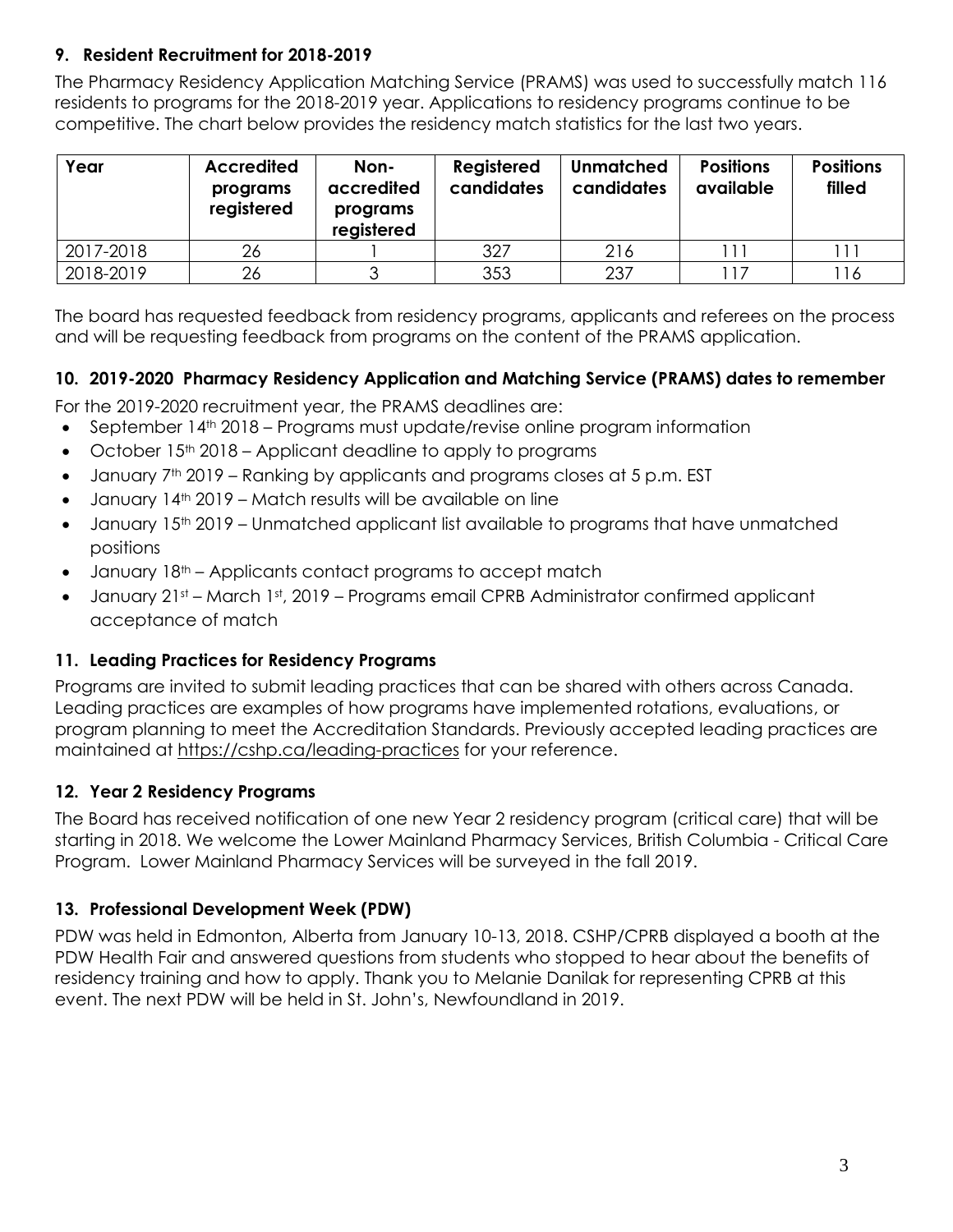## 9. Resident Recruitment for 2018-2019

The Pharmacy Residency Application Matching Service (PRAMS) was used to successfully match 116 residents to programs for the 2018-2019 year. Applications to residency programs continue to be competitive. The chart below provides the residency match statistics for the last two years.

| Year | Accredited programs registered | Non-accredited programs registered | Registered candidates | Unmatched candidates | Positions available | Positions filled |
|---|---|---|---|---|---|---|
| 2017-2018 | 26 | 1 | 327 | 216 | 111 | 111 |
| 2018-2019 | 26 | 3 | 353 | 237 | 117 | 116 |

The board has requested feedback from residency programs, applicants and referees on the process and will be requesting feedback from programs on the content of the PRAMS application.

## 10. 2019-2020 Pharmacy Residency Application and Matching Service (PRAMS) dates to remember

For the 2019-2020 recruitment year, the PRAMS deadlines are:

- September 14th 2018 – Programs must update/revise online program information
- October 15th 2018 – Applicant deadline to apply to programs
- January 7th 2019 – Ranking by applicants and programs closes at 5 p.m. EST
- January 14th 2019 – Match results will be available on line
- January 15th 2019 – Unmatched applicant list available to programs that have unmatched positions
- January 18th – Applicants contact programs to accept match
- January 21st – March 1st, 2019 – Programs email CPRB Administrator confirmed applicant acceptance of match

## 11. Leading Practices for Residency Programs

Programs are invited to submit leading practices that can be shared with others across Canada. Leading practices are examples of how programs have implemented rotations, evaluations, or program planning to meet the Accreditation Standards. Previously accepted leading practices are maintained at https://cshp.ca/leading-practices for your reference.

## 12. Year 2 Residency Programs

The Board has received notification of one new Year 2 residency program (critical care) that will be starting in 2018. We welcome the Lower Mainland Pharmacy Services, British Columbia - Critical Care Program. Lower Mainland Pharmacy Services will be surveyed in the fall 2019.

## 13. Professional Development Week (PDW)

PDW was held in Edmonton, Alberta from January 10-13, 2018. CSHP/CPRB displayed a booth at the PDW Health Fair and answered questions from students who stopped to hear about the benefits of residency training and how to apply. Thank you to Melanie Danilak for representing CPRB at this event. The next PDW will be held in St. John's, Newfoundland in 2019.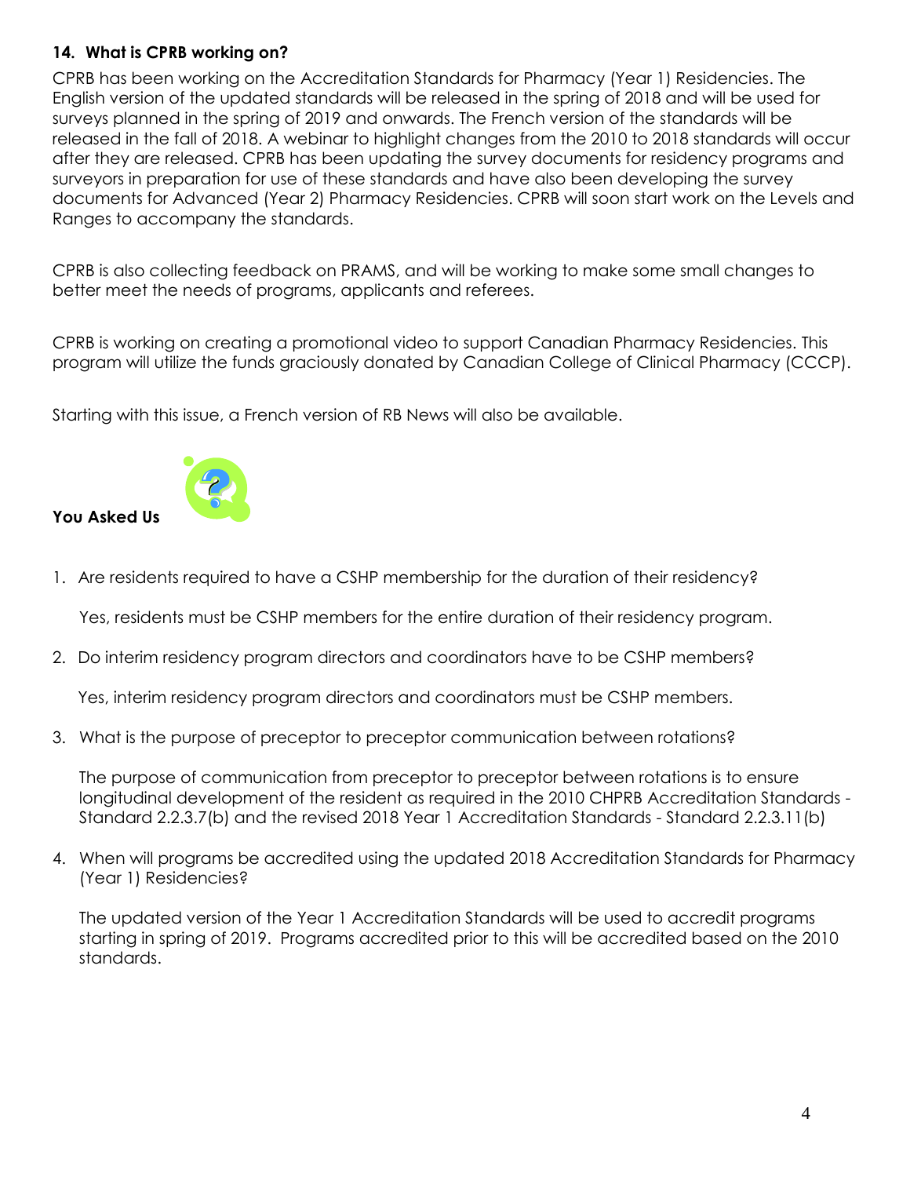### 14. What is CPRB working on?

CPRB has been working on the Accreditation Standards for Pharmacy (Year 1) Residencies. The English version of the updated standards will be released in the spring of 2018 and will be used for surveys planned in the spring of 2019 and onwards. The French version of the standards will be released in the fall of 2018. A webinar to highlight changes from the 2010 to 2018 standards will occur after they are released. CPRB has been updating the survey documents for residency programs and surveyors in preparation for use of these standards and have also been developing the survey documents for Advanced (Year 2) Pharmacy Residencies. CPRB will soon start work on the Levels and Ranges to accompany the standards.

CPRB is also collecting feedback on PRAMS, and will be working to make some small changes to better meet the needs of programs, applicants and referees.

CPRB is working on creating a promotional video to support Canadian Pharmacy Residencies. This program will utilize the funds graciously donated by Canadian College of Clinical Pharmacy (CCCP).

Starting with this issue, a French version of RB News will also be available.

**You Asked Us**

1. Are residents required to have a CSHP membership for the duration of their residency?

   Yes, residents must be CSHP members for the entire duration of their residency program.

2. Do interim residency program directors and coordinators have to be CSHP members?

   Yes, interim residency program directors and coordinators must be CSHP members.

3. What is the purpose of preceptor to preceptor communication between rotations?

   The purpose of communication from preceptor to preceptor between rotations is to ensure longitudinal development of the resident as required in the 2010 CHPRB Accreditation Standards - Standard 2.2.3.7(b) and the revised 2018 Year 1 Accreditation Standards - Standard 2.2.3.11(b)

4. When will programs be accredited using the updated 2018 Accreditation Standards for Pharmacy (Year 1) Residencies?

   The updated version of the Year 1 Accreditation Standards will be used to accredit programs starting in spring of 2019. Programs accredited prior to this will be accredited based on the 2010 standards.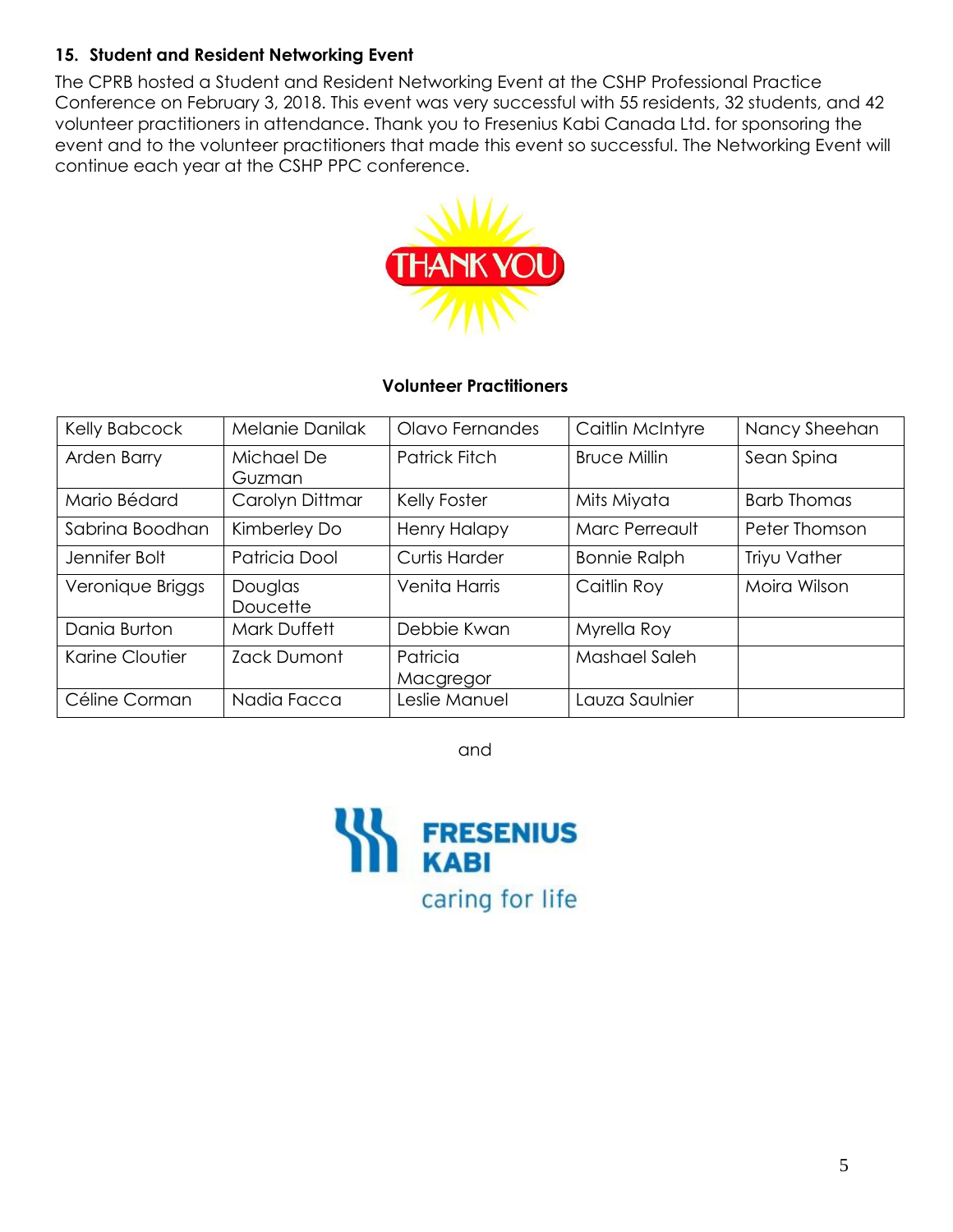### 15. Student and Resident Networking Event

The CPRB hosted a Student and Resident Networking Event at the CSHP Professional Practice Conference on February 3, 2018. This event was very successful with 55 residents, 32 students, and 42 volunteer practitioners in attendance. Thank you to Fresenius Kabi Canada Ltd. for sponsoring the event and to the volunteer practitioners that made this event so successful. The Networking Event will continue each year at the CSHP PPC conference.

THANK YOU

**Volunteer Practitioners**

| | | | | |
|---|---|---|---|---|
| Kelly Babcock | Melanie Danilak | Olavo Fernandes | Caitlin McIntyre | Nancy Sheehan |
| Arden Barry | Michael De Guzman | Patrick Fitch | Bruce Millin | Sean Spina |
| Mario Bédard | Carolyn Dittmar | Kelly Foster | Mits Miyata | Barb Thomas |
| Sabrina Boodhan | Kimberley Do | Henry Halapy | Marc Perreault | Peter Thomson |
| Jennifer Bolt | Patricia Dool | Curtis Harder | Bonnie Ralph | Triyu Vather |
| Veronique Briggs | Douglas Doucette | Venita Harris | Caitlin Roy | Moira Wilson |
| Dania Burton | Mark Duffett | Debbie Kwan | Myrella Roy | |
| Karine Cloutier | Zack Dumont | Patricia Macgregor | Mashael Saleh | |
| Céline Corman | Nadia Facca | Leslie Manuel | Lauza Saulnier | |

and

FRESENIUS KABI
caring for life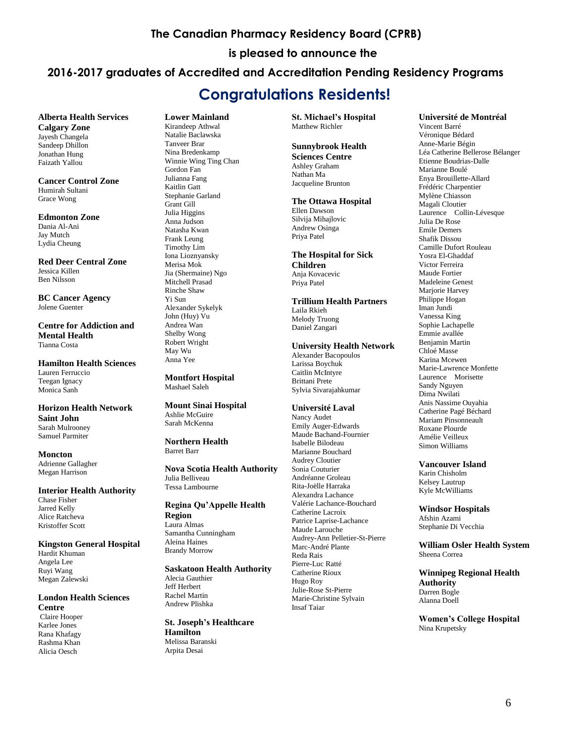**The Canadian Pharmacy Residency Board (CPRB)**

**is pleased to announce the**

**2016-2017 graduates of Accredited and Accreditation Pending Residency Programs**

# Congratulations Residents!

**Alberta Health Services**

**Calgary Zone**
Jayesh Changela
Sandeep Dhillon
Jonathan Hung
Faizath Yallou

**Cancer Control Zone**
Humirah Sultani
Grace Wong

**Edmonton Zone**
Dania Al-Ani
Jay Mutch
Lydia Cheung

**Red Deer Central Zone**
Jessica Killen
Ben Nilsson

**BC Cancer Agency**
Jolene Guenter

**Centre for Addiction and Mental Health**
Tianna Costa

**Hamilton Health Sciences**
Lauren Ferruccio
Teegan Ignacy
Monica Sanh

**Horizon Health Network**

**Saint John**
Sarah Mulrooney
Samuel Parmiter

**Moncton**
Adrienne Gallagher
Megan Harrison

**Interior Health Authority**
Chase Fisher
Jarred Kelly
Alice Ratcheva
Kristoffer Scott

**Kingston General Hospital**
Hardit Khuman
Angela Lee
Ruyi Wang
Megan Zalewski

**London Health Sciences Centre**
Claire Hooper
Karlee Jones
Rana Khafagy
Rashma Khan
Alicia Oesch

**Lower Mainland**
Kirandeep Athwal
Natalie Baclawska
Tanveer Brar
Nina Bredenkamp
Winnie Wing Ting Chan
Gordon Fan
Julianna Fang
Kaitlin Gatt
Stephanie Garland
Grant Gill
Julia Higgins
Anna Judson
Natasha Kwan
Frank Leung
Timothy Lim
Iona Lioznyansky
Merisa Mok
Jia (Shermaine) Ngo
Mitchell Prasad
Rinche Shaw
Yi Sun
Alexander Sykelyk
John (Huy) Vu
Andrea Wan
Shelby Wong
Robert Wright
May Wu
Anna Yee

**Montfort Hospital**
Mashael Saleh

**Mount Sinai Hospital**
Ashlie McGuire
Sarah McKenna

**Northern Health**
Barret Barr

**Nova Scotia Health Authority**
Julia Belliveau
Tessa Lambourne

**Regina Qu'Appelle Health Region**
Laura Almas
Samantha Cunningham
Aleina Haines
Brandy Morrow

**Saskatoon Health Authority**
Alecia Gauthier
Jeff Herbert
Rachel Martin
Andrew Plishka

**St. Joseph's Healthcare Hamilton**
Melissa Baranski
Arpita Desai

**St. Michael's Hospital**
Matthew Richler

**Sunnybrook Health Sciences Centre**
Ashley Graham
Nathan Ma
Jacqueline Brunton

**The Ottawa Hospital**
Ellen Dawson
Silvija Mihajlovic
Andrew Osinga
Priya Patel

**The Hospital for Sick Children**
Anja Kovacevic
Priya Patel

**Trillium Health Partners**
Laila Rkieh
Melody Truong
Daniel Zangari

**University Health Network**
Alexander Bacopoulos
Larissa Boychuk
Caitlin McIntyre
Brittani Prete
Sylvia Sivarajahkumar

**Université Laval**
Nancy Audet
Emily Auger-Edwards
Maude Bachand-Fournier
Isabelle Bilodeau
Marianne Bouchard
Audrey Cloutier
Sonia Couturier
Andréanne Groleau
Rita-Joëlle Harraka
Alexandra Lachance
Valérie Lachance-Bouchard
Catherine Lacroix
Patrice Laprise-Lachance
Maude Larouche
Audrey-Ann Pelletier-St-Pierre
Marc-André Plante
Reda Rais
Pierre-Luc Ratté
Catherine Rioux
Hugo Roy
Julie-Rose St-Pierre
Marie-Christine Sylvain
Insaf Taiar

**Université de Montréal**
Vincent Barré
Véronique Bédard
Anne-Marie Bégin
Léa Catherine Bellerose Bélanger
Etienne Boudrias-Dalle
Marianne Boulé
Enya Brouillette-Allard
Frédéric Charpentier
Mylène Chiasson
Magali Cloutier
Laurence Collin-Lévesque
Julia De Rose
Emile Demers
Shafik Dissou
Camille Dufort Rouleau
Yosra El-Ghaddaf
Victor Ferreira
Maude Fortier
Madeleine Genest
Marjorie Harvey
Philippe Hogan
Iman Jundi
Vanessa King
Sophie Lachapelle
Emmie avallée
Benjamin Martin
Chloé Masse
Karina Mcewen
Marie-Lawrence Monfette
Laurence Morisette
Sandy Nguyen
Dima Nwilati
Anis Nassime Ouyahia
Catherine Pagé Béchard
Mariam Pinsonneault
Roxane Plourde
Amélie Veilleux
Simon Williams

**Vancouver Island**
Karin Chisholm
Kelsey Lautrup
Kyle McWilliams

**Windsor Hospitals**
Afshin Azami
Stephanie Di Vecchia

**William Osler Health System**
Sheena Correa

**Winnipeg Regional Health Authority**
Darren Bogle
Alanna Doell

**Women's College Hospital**
Nina Krupetsky